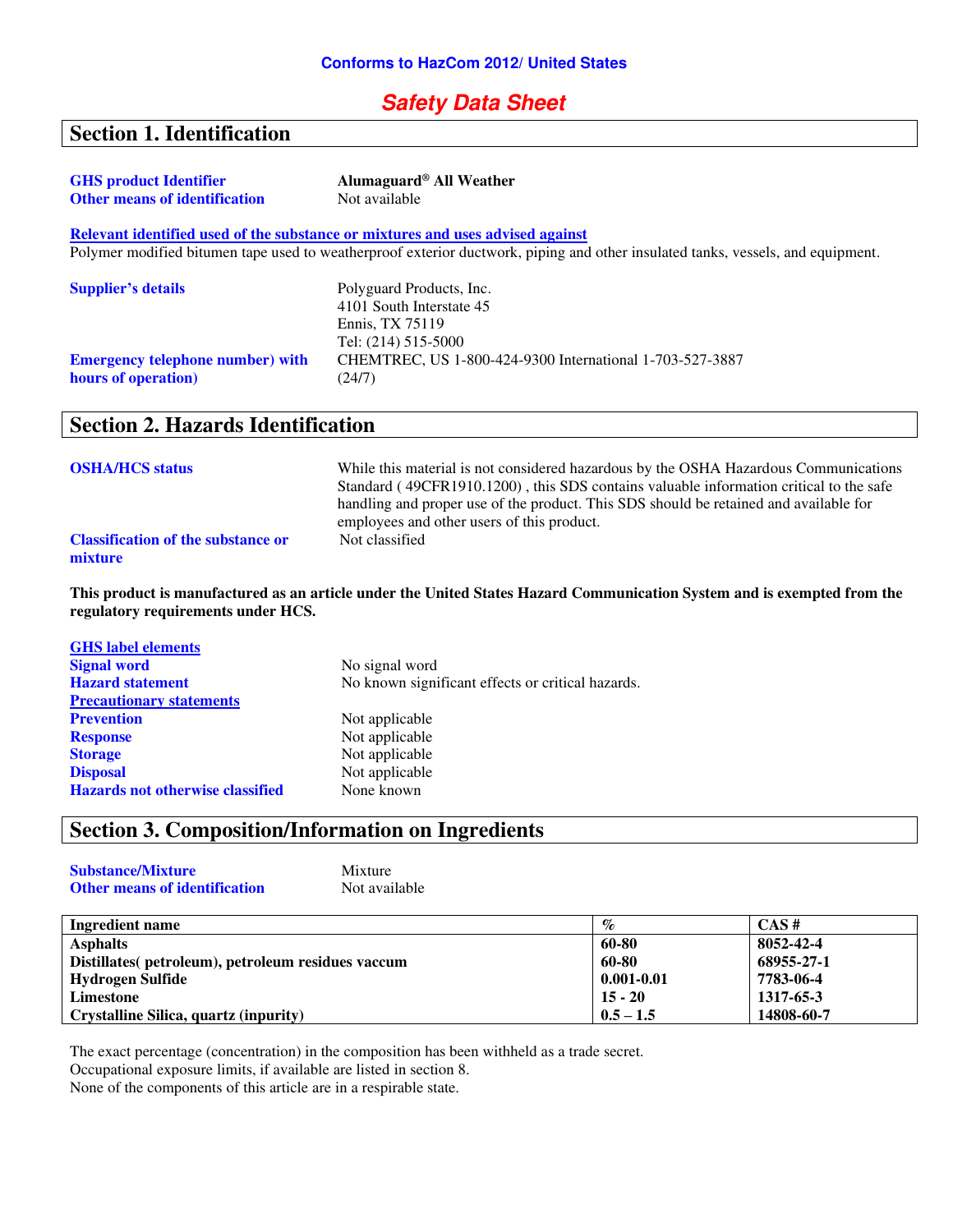Conforms to HazCom 2012/ United States

# *Safety Data Sheet*

## Section 1. Identification

**GHS product Identifier** **Alumaguard® All Weather**
**Other means of identification** Not available

**Relevant identified used of the substance or mixtures and uses advised against**
Polymer modified bitumen tape used to weatherproof exterior ductwork, piping and other insulated tanks, vessels, and equipment.

**Supplier's details**
Polyguard Products, Inc.
4101 South Interstate 45
Ennis, TX 75119
Tel: (214) 515-5000

**Emergency telephone number) with hours of operation)** CHEMTREC, US 1-800-424-9300 International 1-703-527-3887 (24/7)

## Section 2. Hazards Identification

**OSHA/HCS status** While this material is not considered hazardous by the OSHA Hazardous Communications Standard ( 49CFR1910.1200) , this SDS contains valuable information critical to the safe handling and proper use of the product. This SDS should be retained and available for employees and other users of this product.

**Classification of the substance or mixture** Not classified

**This product is manufactured as an article under the United States Hazard Communication System and is exempted from the regulatory requirements under HCS.**

**GHS label elements**
**Signal word** No signal word
**Hazard statement** No known significant effects or critical hazards.
**Precautionary statements**
**Prevention** Not applicable
**Response** Not applicable
**Storage** Not applicable
**Disposal** Not applicable
**Hazards not otherwise classified** None known

## Section 3. Composition/Information on Ingredients

**Substance/Mixture** Mixture
**Other means of identification** Not available

| Ingredient name | % | CAS # |
|---|---|---|
| **Asphalts** | **60-80** | **8052-42-4** |
| **Distillates( petroleum), petroleum residues vaccum** | **60-80** | **68955-27-1** |
| **Hydrogen Sulfide** | **0.001-0.01** | **7783-06-4** |
| **Limestone** | **15 - 20** | **1317-65-3** |
| **Crystalline Silica, quartz (inpurity)** | **0.5 – 1.5** | **14808-60-7** |

The exact percentage (concentration) in the composition has been withheld as a trade secret.
Occupational exposure limits, if available are listed in section 8.
None of the components of this article are in a respirable state.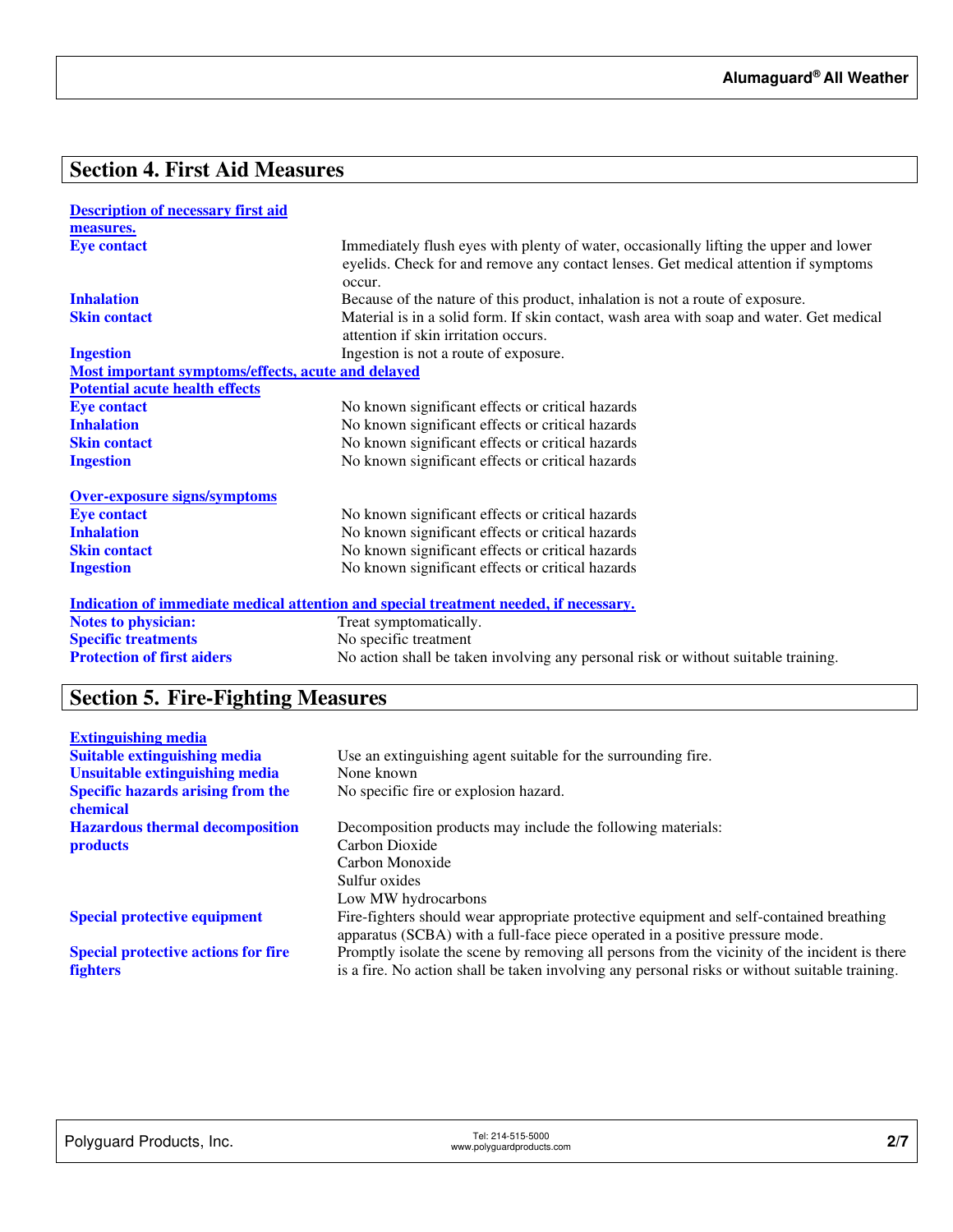## Section 4. First Aid Measures

**Description of necessary first aid measures.**

| | |
|---|---|
| **Eye contact** | Immediately flush eyes with plenty of water, occasionally lifting the upper and lower eyelids. Check for and remove any contact lenses. Get medical attention if symptoms occur. |
| **Inhalation** | Because of the nature of this product, inhalation is not a route of exposure. |
| **Skin contact** | Material is in a solid form. If skin contact, wash area with soap and water. Get medical attention if skin irritation occurs. |
| **Ingestion** | Ingestion is not a route of exposure. |

**Most important symptoms/effects, acute and delayed**

**Potential acute health effects**

| | |
|---|---|
| **Eye contact** | No known significant effects or critical hazards |
| **Inhalation** | No known significant effects or critical hazards |
| **Skin contact** | No known significant effects or critical hazards |
| **Ingestion** | No known significant effects or critical hazards |

**Over-exposure signs/symptoms**

| | |
|---|---|
| **Eye contact** | No known significant effects or critical hazards |
| **Inhalation** | No known significant effects or critical hazards |
| **Skin contact** | No known significant effects or critical hazards |
| **Ingestion** | No known significant effects or critical hazards |

**Indication of immediate medical attention and special treatment needed, if necessary.**

| | |
|---|---|
| **Notes to physician:** | Treat symptomatically. |
| **Specific treatments** | No specific treatment |
| **Protection of first aiders** | No action shall be taken involving any personal risk or without suitable training. |

## Section 5. Fire-Fighting Measures

**Extinguishing media**

| | |
|---|---|
| **Suitable extinguishing media** | Use an extinguishing agent suitable for the surrounding fire. |
| **Unsuitable extinguishing media** | None known |
| **Specific hazards arising from the chemical** | No specific fire or explosion hazard. |
| **Hazardous thermal decomposition products** | Decomposition products may include the following materials:<br>Carbon Dioxide<br>Carbon Monoxide<br>Sulfur oxides<br>Low MW hydrocarbons |
| **Special protective equipment** | Fire-fighters should wear appropriate protective equipment and self-contained breathing apparatus (SCBA) with a full-face piece operated in a positive pressure mode. |
| **Special protective actions for fire fighters** | Promptly isolate the scene by removing all persons from the vicinity of the incident is there is a fire. No action shall be taken involving any personal risks or without suitable training. |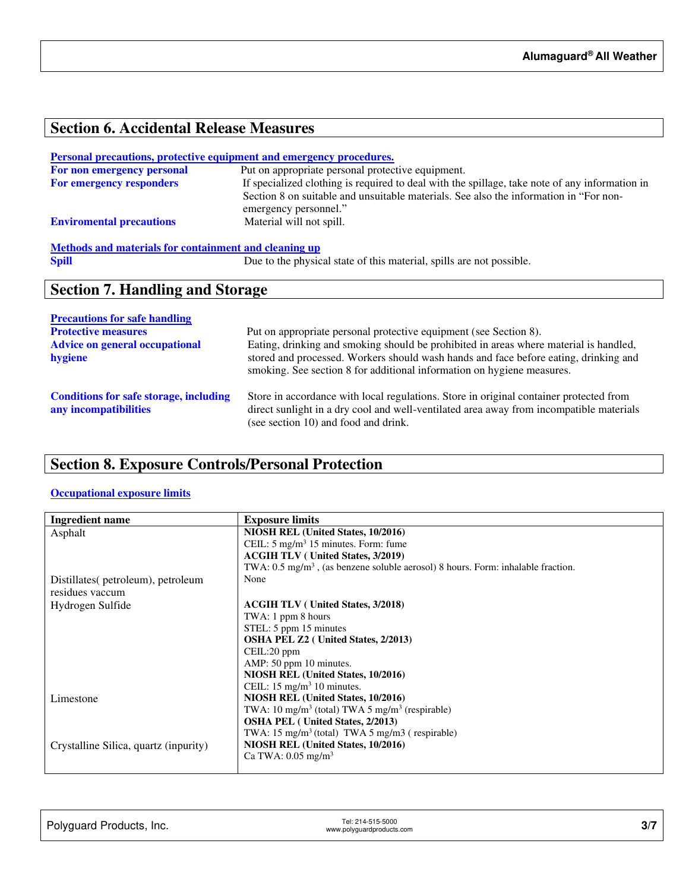## Section 6. Accidental Release Measures

**Personal precautions, protective equipment and emergency procedures.**

**For non emergency personal** Put on appropriate personal protective equipment.

**For emergency responders** If specialized clothing is required to deal with the spillage, take note of any information in Section 8 on suitable and unsuitable materials. See also the information in "For non-emergency personnel."

**Enviromental precautions** Material will not spill.

**Methods and materials for containment and cleaning up**

**Spill** Due to the physical state of this material, spills are not possible.

## Section 7. Handling and Storage

**Precautions for safe handling**

**Protective measures** Put on appropriate personal protective equipment (see Section 8).

**Advice on general occupational hygiene** Eating, drinking and smoking should be prohibited in areas where material is handled, stored and processed. Workers should wash hands and face before eating, drinking and smoking. See section 8 for additional information on hygiene measures.

**Conditions for safe storage, including any incompatibilities** Store in accordance with local regulations. Store in original container protected from direct sunlight in a dry cool and well-ventilated area away from incompatible materials (see section 10) and food and drink.

## Section 8. Exposure Controls/Personal Protection

**Occupational exposure limits**

| Ingredient name | Exposure limits |
|---|---|
| Asphalt | **NIOSH REL (United States, 10/2016)**<br>CEIL: 5 mg/m$^3$ 15 minutes. Form: fume<br>**ACGIH TLV ( United States, 3/2019)**<br>TWA: 0.5 mg/m$^3$ , (as benzene soluble aerosol) 8 hours. Form: inhalable fraction. |
| Distillates( petroleum), petroleum residues vaccum | None |
| Hydrogen Sulfide | **ACGIH TLV ( United States, 3/2018)**<br>TWA: 1 ppm 8 hours<br>STEL: 5 ppm 15 minutes<br>**OSHA PEL Z2 ( United States, 2/2013)**<br>CEIL:20 ppm<br>AMP: 50 ppm 10 minutes.<br>**NIOSH REL (United States, 10/2016)**<br>CEIL: 15 mg/m$^3$ 10 minutes. |
| Limestone | **NIOSH REL (United States, 10/2016)**<br>TWA: 10 mg/m$^3$ (total) TWA 5 mg/m$^3$ (respirable)<br>**OSHA PEL ( United States, 2/2013)**<br>TWA: 15 mg/m$^3$ (total) TWA 5 mg/m3 ( respirable) |
| Crystalline Silica, quartz (inpurity) | **NIOSH REL (United States, 10/2016)**<br>Ca TWA: 0.05 mg/m$^3$ |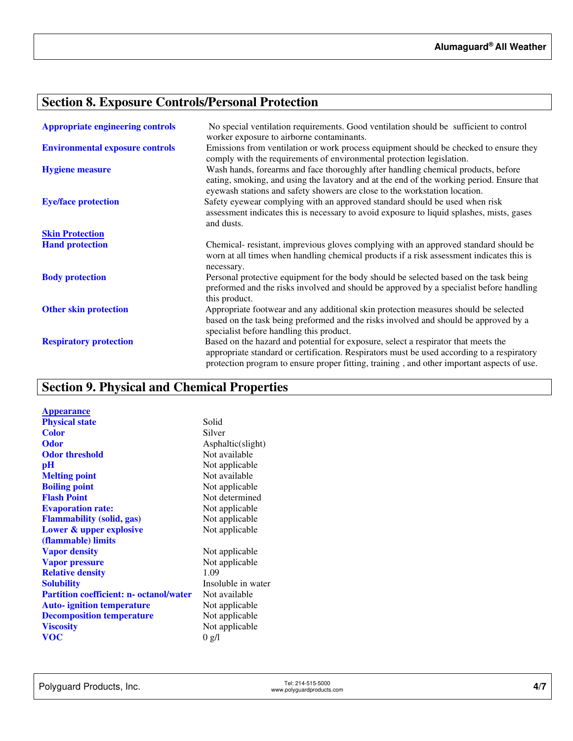## Section 8. Exposure Controls/Personal Protection

| | |
|---|---|
| **Appropriate engineering controls** | No special ventilation requirements. Good ventilation should be sufficient to control worker exposure to airborne contaminants. |
| **Environmental exposure controls** | Emissions from ventilation or work process equipment should be checked to ensure they comply with the requirements of environmental protection legislation. |
| **Hygiene measure** | Wash hands, forearms and face thoroughly after handling chemical products, before eating, smoking, and using the lavatory and at the end of the working period. Ensure that eyewash stations and safety showers are close to the workstation location. |
| **Eye/face protection** | Safety eyewear complying with an approved standard should be used when risk assessment indicates this is necessary to avoid exposure to liquid splashes, mists, gases and dusts. |
| **Skin Protection** | |
| **Hand protection** | Chemical- resistant, impervious gloves complying with an approved standard should be worn at all times when handling chemical products if a risk assessment indicates this is necessary. |
| **Body protection** | Personal protective equipment for the body should be selected based on the task being preformed and the risks involved and should be approved by a specialist before handling this product. |
| **Other skin protection** | Appropriate footwear and any additional skin protection measures should be selected based on the task being preformed and the risks involved and should be approved by a specialist before handling this product. |
| **Respiratory protection** | Based on the hazard and potential for exposure, select a respirator that meets the appropriate standard or certification. Respirators must be used according to a respiratory protection program to ensure proper fitting, training , and other important aspects of use. |

## Section 9. Physical and Chemical Properties

| | |
|---|---|
| **Appearance** | |
| **Physical state** | Solid |
| **Color** | Silver |
| **Odor** | Asphaltic(slight) |
| **Odor threshold** | Not available |
| **pH** | Not applicable |
| **Melting point** | Not available |
| **Boiling point** | Not applicable |
| **Flash Point** | Not determined |
| **Evaporation rate:** | Not applicable |
| **Flammability (solid, gas)** | Not applicable |
| **Lower & upper explosive (flammable) limits** | Not applicable |
| **Vapor density** | Not applicable |
| **Vapor pressure** | Not applicable |
| **Relative density** | 1.09 |
| **Solubility** | Insoluble in water |
| **Partition coefficient: n- octanol/water** | Not available |
| **Auto- ignition temperature** | Not applicable |
| **Decomposition temperature** | Not applicable |
| **Viscosity** | Not applicable |
| **VOC** | 0 g/l |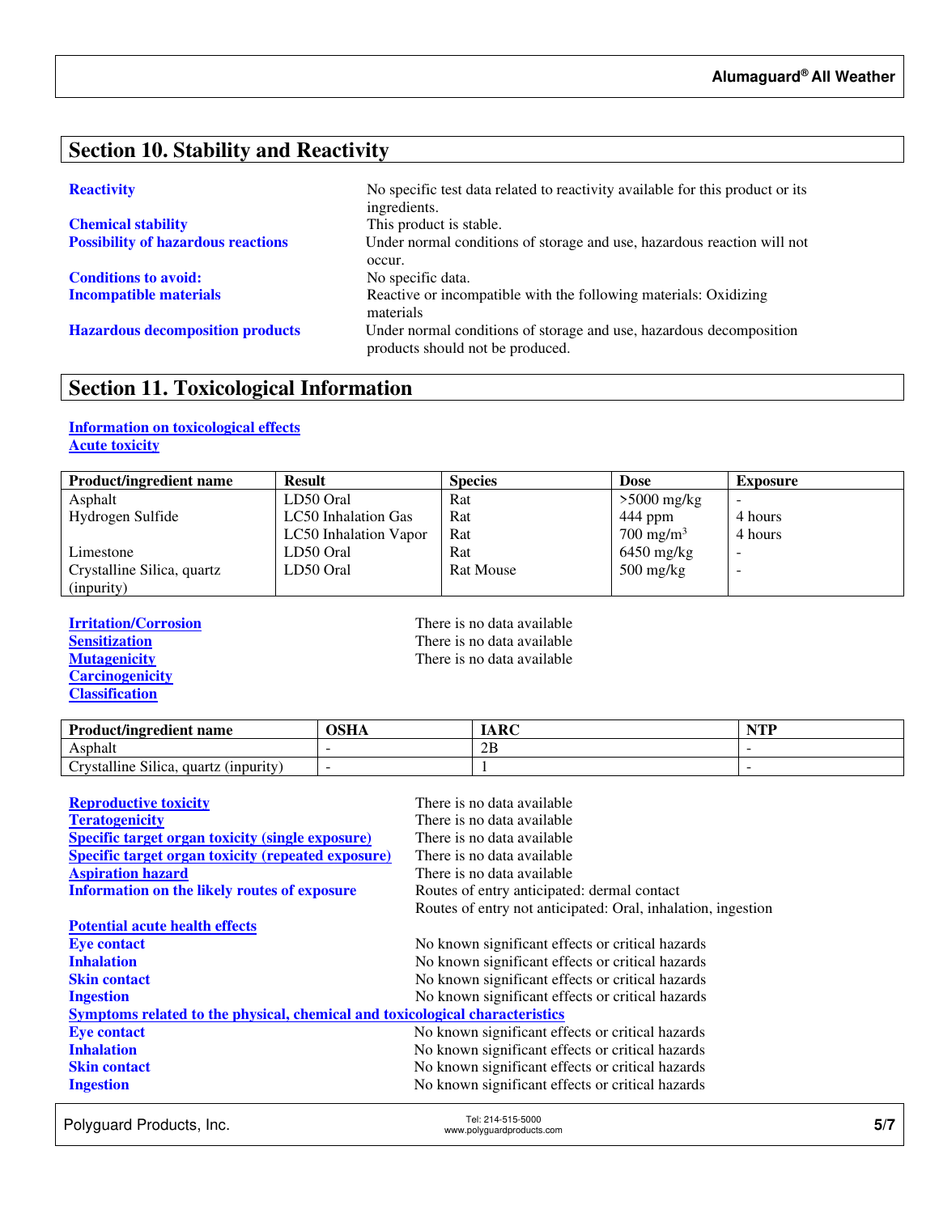## Section 10. Stability and Reactivity

**Reactivity** No specific test data related to reactivity available for this product or its ingredients.

**Chemical stability** This product is stable.

**Possibility of hazardous reactions** Under normal conditions of storage and use, hazardous reaction will not occur.

**Conditions to avoid:** No specific data.

**Incompatible materials** Reactive or incompatible with the following materials: Oxidizing materials

**Hazardous decomposition products** Under normal conditions of storage and use, hazardous decomposition products should not be produced.

## Section 11. Toxicological Information

**Information on toxicological effects**

**Acute toxicity**

| Product/ingredient name | Result | Species | Dose | Exposure |
|---|---|---|---|---|
| Asphalt | LD50 Oral | Rat | >5000 mg/kg | - |
| Hydrogen Sulfide | LC50 Inhalation Gas | Rat | 444 ppm | 4 hours |
| | LC50 Inhalation Vapor | Rat | 700 mg/m$^3$ | 4 hours |
| Limestone | LD50 Oral | Rat | 6450 mg/kg | - |
| Crystalline Silica, quartz (inpurity) | LD50 Oral | Rat Mouse | 500 mg/kg | - |

**Irritation/Corrosion** There is no data available

**Sensitization** There is no data available

**Mutagenicity** There is no data available

**Carcinogenicity**

**Classification**

| Product/ingredient name | OSHA | IARC | NTP |
|---|---|---|---|
| Asphalt | - | 2B | - |
| Crystalline Silica, quartz (inpurity) | - | 1 | - |

**Reproductive toxicity** There is no data available

**Teratogenicity** There is no data available

**Specific target organ toxicity (single exposure)** There is no data available

**Specific target organ toxicity (repeated exposure)** There is no data available

**Aspiration hazard** There is no data available

**Information on the likely routes of exposure** Routes of entry anticipated: dermal contact
Routes of entry not anticipated: Oral, inhalation, ingestion

**Potential acute health effects**

**Eye contact** No known significant effects or critical hazards

**Inhalation** No known significant effects or critical hazards

**Skin contact** No known significant effects or critical hazards

**Ingestion** No known significant effects or critical hazards

**Symptoms related to the physical, chemical and toxicological characteristics**

**Eye contact** No known significant effects or critical hazards

**Inhalation** No known significant effects or critical hazards

**Skin contact** No known significant effects or critical hazards

**Ingestion** No known significant effects or critical hazards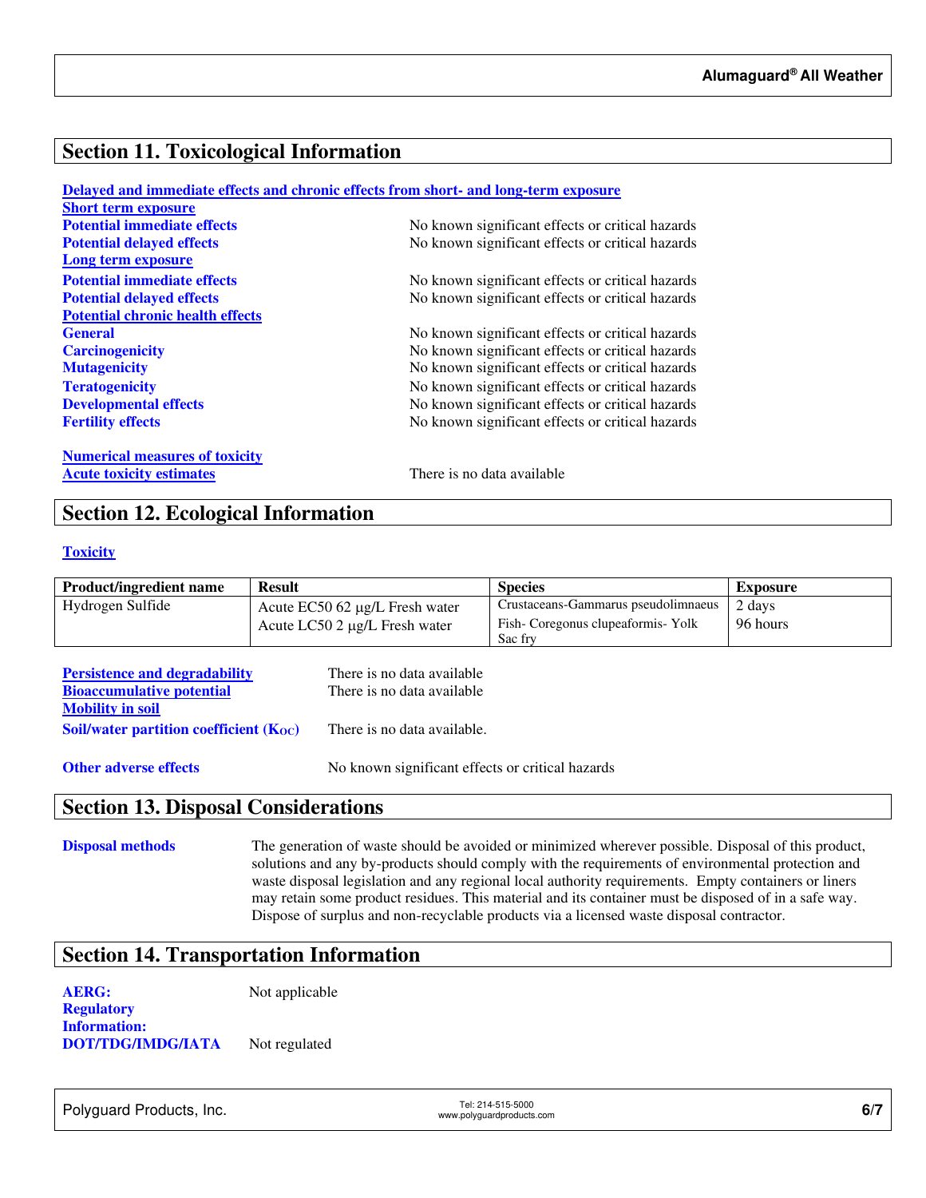## Section 11. Toxicological Information

**Delayed and immediate effects and chronic effects from short- and long-term exposure**

**Short term exposure**

**Potential immediate effects** No known significant effects or critical hazards

**Potential delayed effects** No known significant effects or critical hazards

**Long term exposure**

**Potential immediate effects** No known significant effects or critical hazards

**Potential delayed effects** No known significant effects or critical hazards

**Potential chronic health effects**

**General** No known significant effects or critical hazards

**Carcinogenicity** No known significant effects or critical hazards

**Mutagenicity** No known significant effects or critical hazards

**Teratogenicity** No known significant effects or critical hazards

**Developmental effects** No known significant effects or critical hazards

**Fertility effects** No known significant effects or critical hazards

**Numerical measures of toxicity**

**Acute toxicity estimates** There is no data available

## Section 12. Ecological Information

**Toxicity**

| Product/ingredient name | Result | Species | Exposure |
|---|---|---|---|
| Hydrogen Sulfide | Acute EC50 62 µg/L Fresh water | Crustaceans-Gammarus pseudolimnaeus | 2 days |
| | Acute LC50 2 µg/L Fresh water | Fish- Coregonus clupeaformis- Yolk Sac fry | 96 hours |

**Persistence and degradability** There is no data available

**Bioaccumulative potential** There is no data available

**Mobility in soil**

**Soil/water partition coefficient ($K_{OC}$)** There is no data available.

**Other adverse effects** No known significant effects or critical hazards

## Section 13. Disposal Considerations

**Disposal methods** The generation of waste should be avoided or minimized wherever possible. Disposal of this product, solutions and any by-products should comply with the requirements of environmental protection and waste disposal legislation and any regional local authority requirements. Empty containers or liners may retain some product residues. This material and its container must be disposed of in a safe way. Dispose of surplus and non-recyclable products via a licensed waste disposal contractor.

## Section 14. Transportation Information

**AERG:** Not applicable

**Regulatory Information:**

**DOT/TDG/IMDG/IATA** Not regulated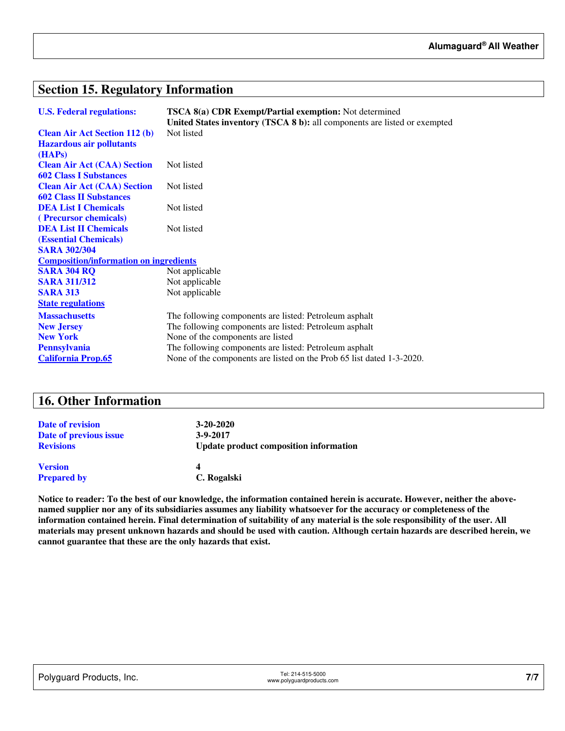## Section 15. Regulatory Information

| | |
|---|---|
| **U.S. Federal regulations:** | **TSCA 8(a) CDR Exempt/Partial exemption:** Not determined<br>**United States inventory (TSCA 8 b):** all components are listed or exempted |
| **Clean Air Act Section 112 (b) Hazardous air pollutants (HAPs)** | Not listed |
| **Clean Air Act (CAA) Section 602 Class I Substances** | Not listed |
| **Clean Air Act (CAA) Section 602 Class II Substances** | Not listed |
| **DEA List I Chemicals ( Precursor chemicals)** | Not listed |
| **DEA List II Chemicals (Essential Chemicals)** | Not listed |

**SARA 302/304**

**Composition/information on ingredients**

| | |
|---|---|
| **SARA 304 RQ** | Not applicable |
| **SARA 311/312** | Not applicable |
| **SARA 313** | Not applicable |

**State regulations**

| | |
|---|---|
| **Massachusetts** | The following components are listed: Petroleum asphalt |
| **New Jersey** | The following components are listed: Petroleum asphalt |
| **New York** | None of the components are listed |
| **Pennsylvania** | The following components are listed: Petroleum asphalt |
| **California Prop.65** | None of the components are listed on the Prob 65 list dated 1-3-2020. |

## 16. Other Information

| | |
|---|---|
| **Date of revision** | **3-20-2020** |
| **Date of previous issue** | **3-9-2017** |
| **Revisions** | **Update product composition information** |
| **Version** | **4** |
| **Prepared by** | **C. Rogalski** |

**Notice to reader: To the best of our knowledge, the information contained herein is accurate. However, neither the above-named supplier nor any of its subsidiaries assumes any liability whatsoever for the accuracy or completeness of the information contained herein. Final determination of suitability of any material is the sole responsibility of the user. All materials may present unknown hazards and should be used with caution. Although certain hazards are described herein, we cannot guarantee that these are the only hazards that exist.**